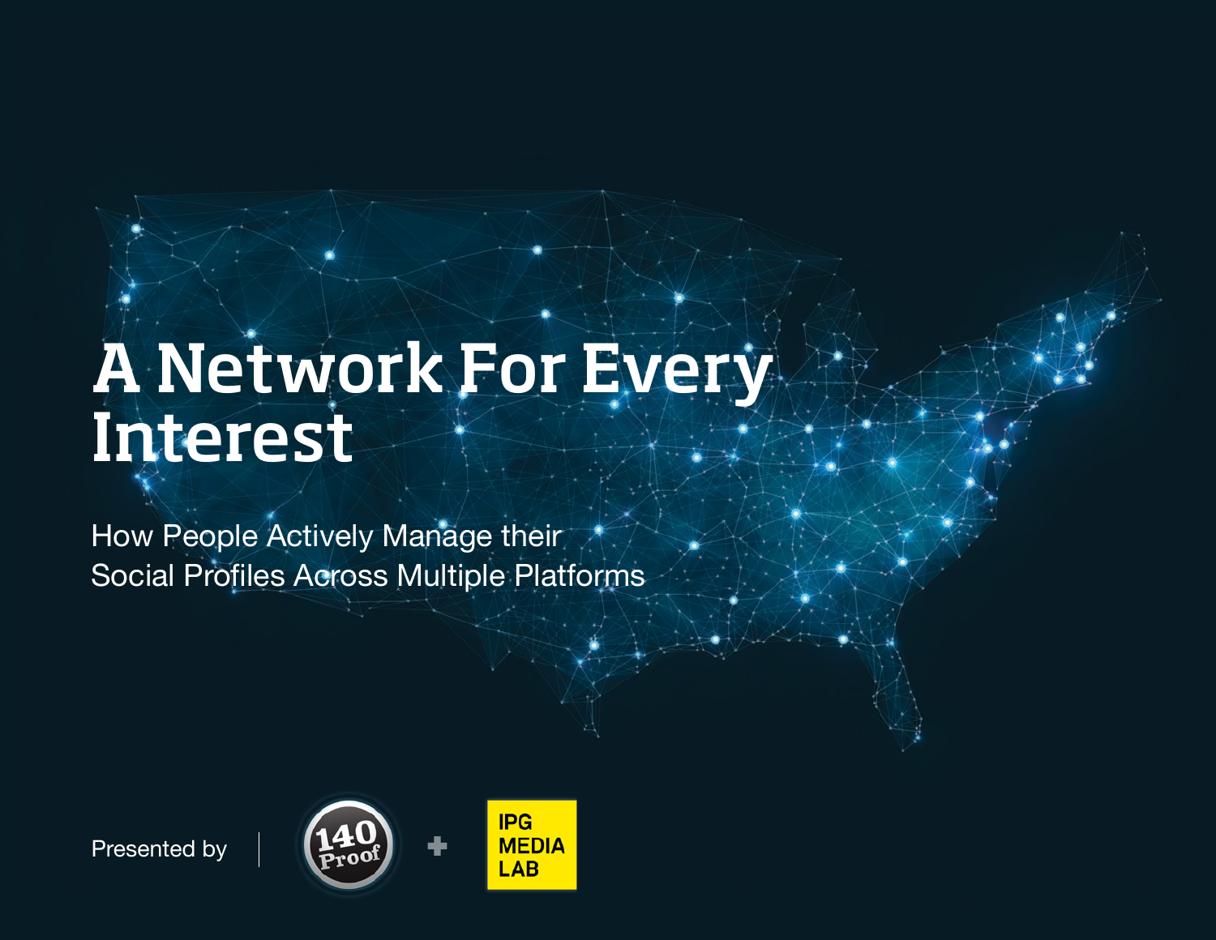# A Network For Every Interest

How People Actively Manage their Social Profiles Across Multiple Platforms

Presented by | 140 Proof + IPG MEDIA LAB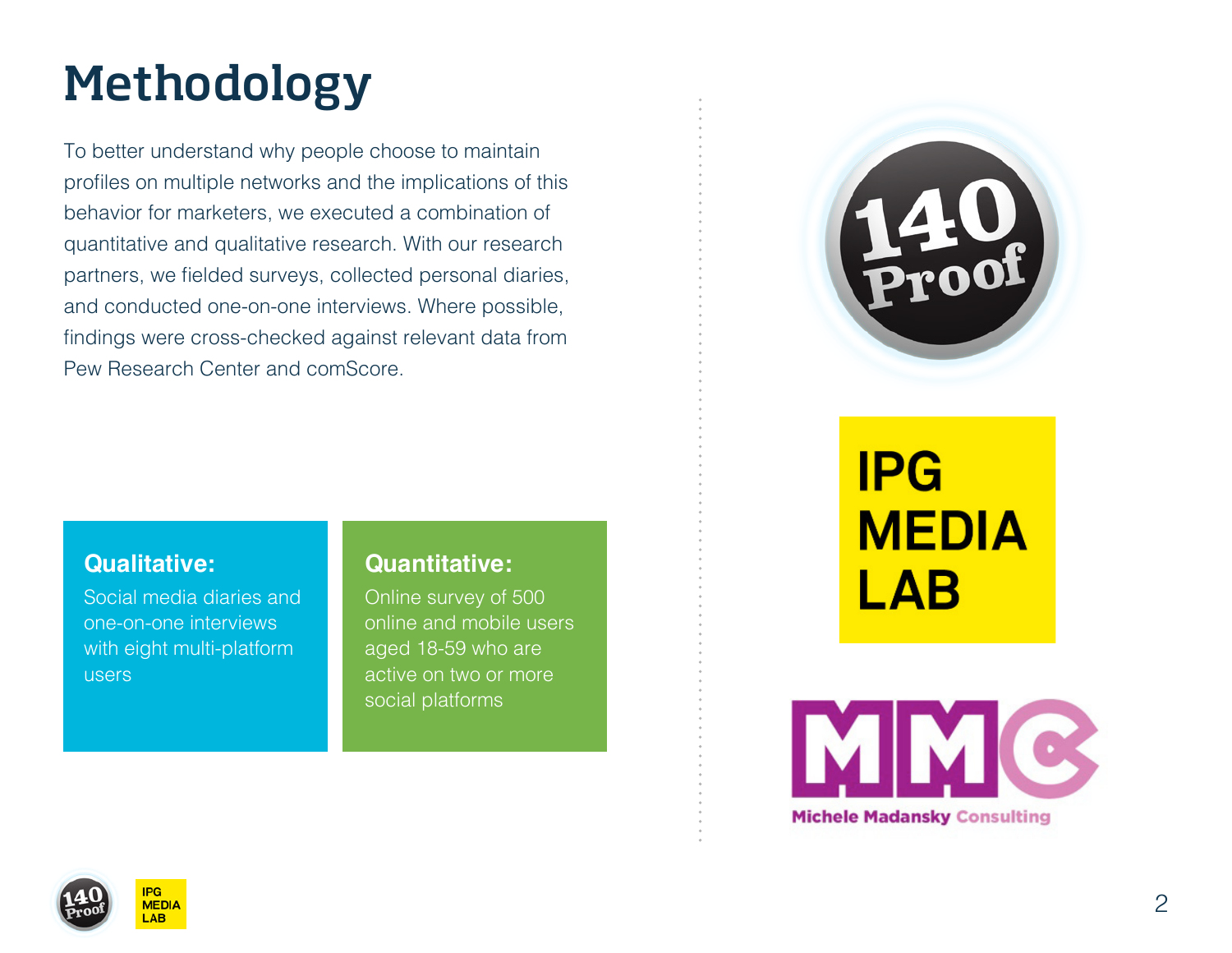# Methodology

To better understand why people choose to maintain profiles on multiple networks and the implications of this behavior for marketers, we executed a combination of quantitative and qualitative research. With our research partners, we fielded surveys, collected personal diaries, and conducted one-on-one interviews. Where possible, findings were cross-checked against relevant data from Pew Research Center and comScore.

**Qualitative:**
Social media diaries and one-on-one interviews with eight multi-platform users

**Quantitative:**
Online survey of 500 online and mobile users aged 18-59 who are active on two or more social platforms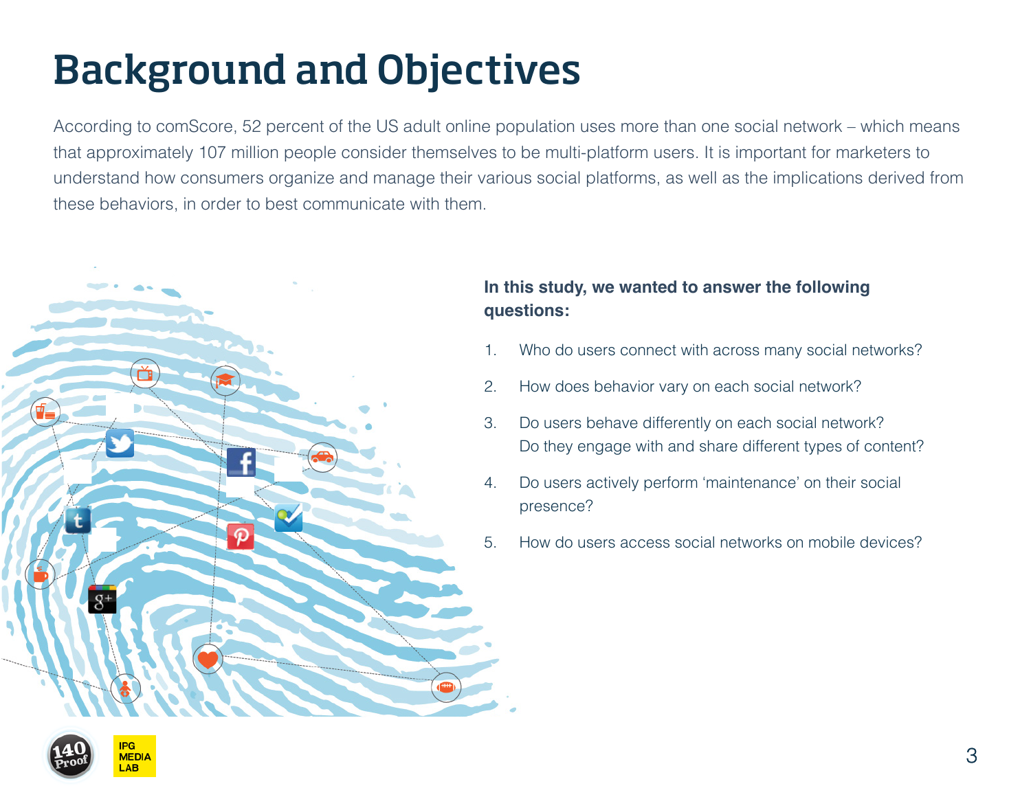# Background and Objectives

According to comScore, 52 percent of the US adult online population uses more than one social network – which means that approximately 107 million people consider themselves to be multi-platform users. It is important for marketers to understand how consumers organize and manage their various social platforms, as well as the implications derived from these behaviors, in order to best communicate with them.

**In this study, we wanted to answer the following questions:**

1. Who do users connect with across many social networks?
2. How does behavior vary on each social network?
3. Do users behave differently on each social network? Do they engage with and share different types of content?
4. Do users actively perform 'maintenance' on their social presence?
5. How do users access social networks on mobile devices?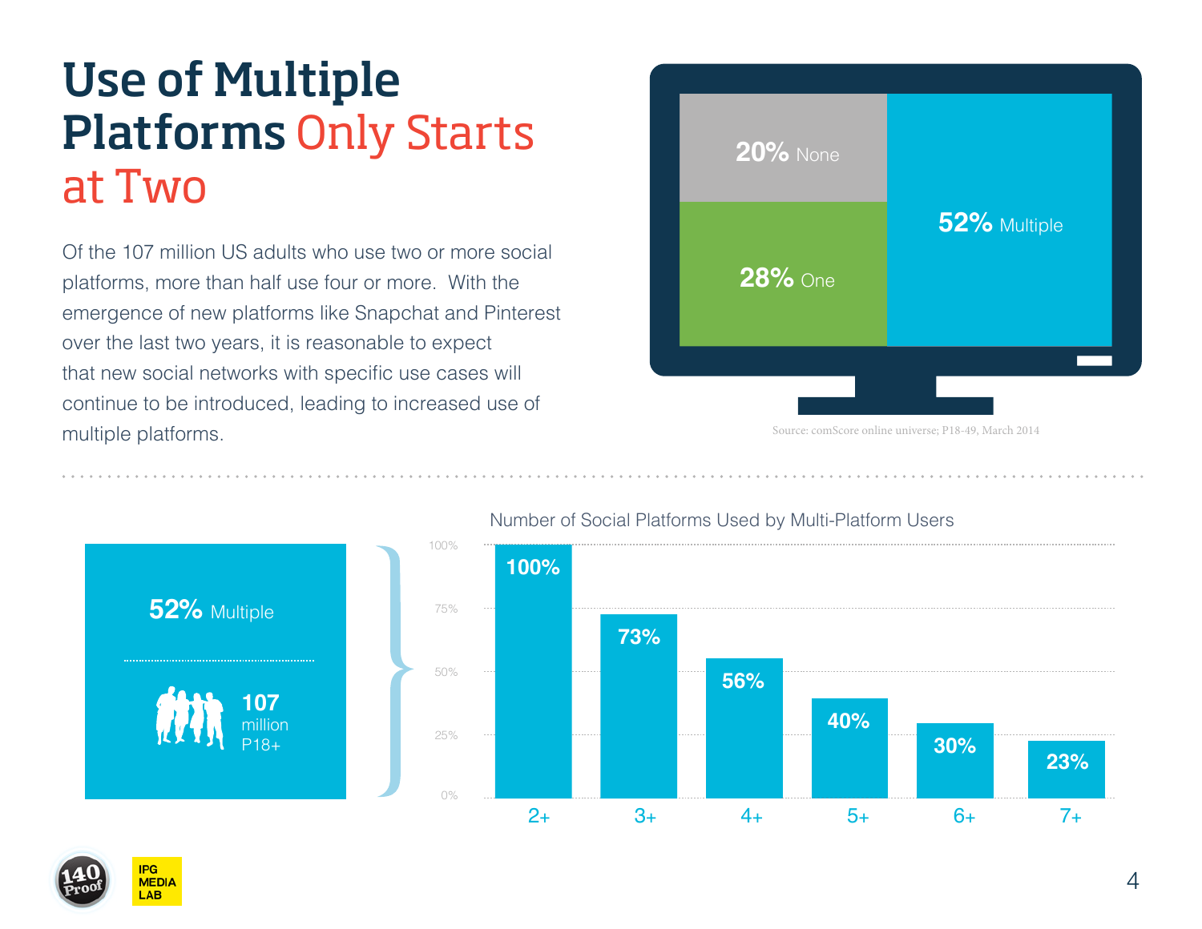# Use of Multiple Platforms Only Starts at Two

Of the 107 million US adults who use two or more social platforms, more than half use four or more. With the emergence of new platforms like Snapchat and Pinterest over the last two years, it is reasonable to expect that new social networks with specific use cases will continue to be introduced, leading to increased use of multiple platforms.

| Platforms | Share |
|---|---|
| None | 20% |
| One | 28% |
| Multiple | 52% |

Source: comScore online universe; P18-49, March 2014

**52%** Multiple

**107** million P18+

### Number of Social Platforms Used by Multi-Platform Users

| Platforms | Share of Users |
|---|---|
| 2+ | 100% |
| 3+ | 73% |
| 4+ | 56% |
| 5+ | 40% |
| 6+ | 30% |
| 7+ | 23% |

140 Proof

IPG MEDIA LAB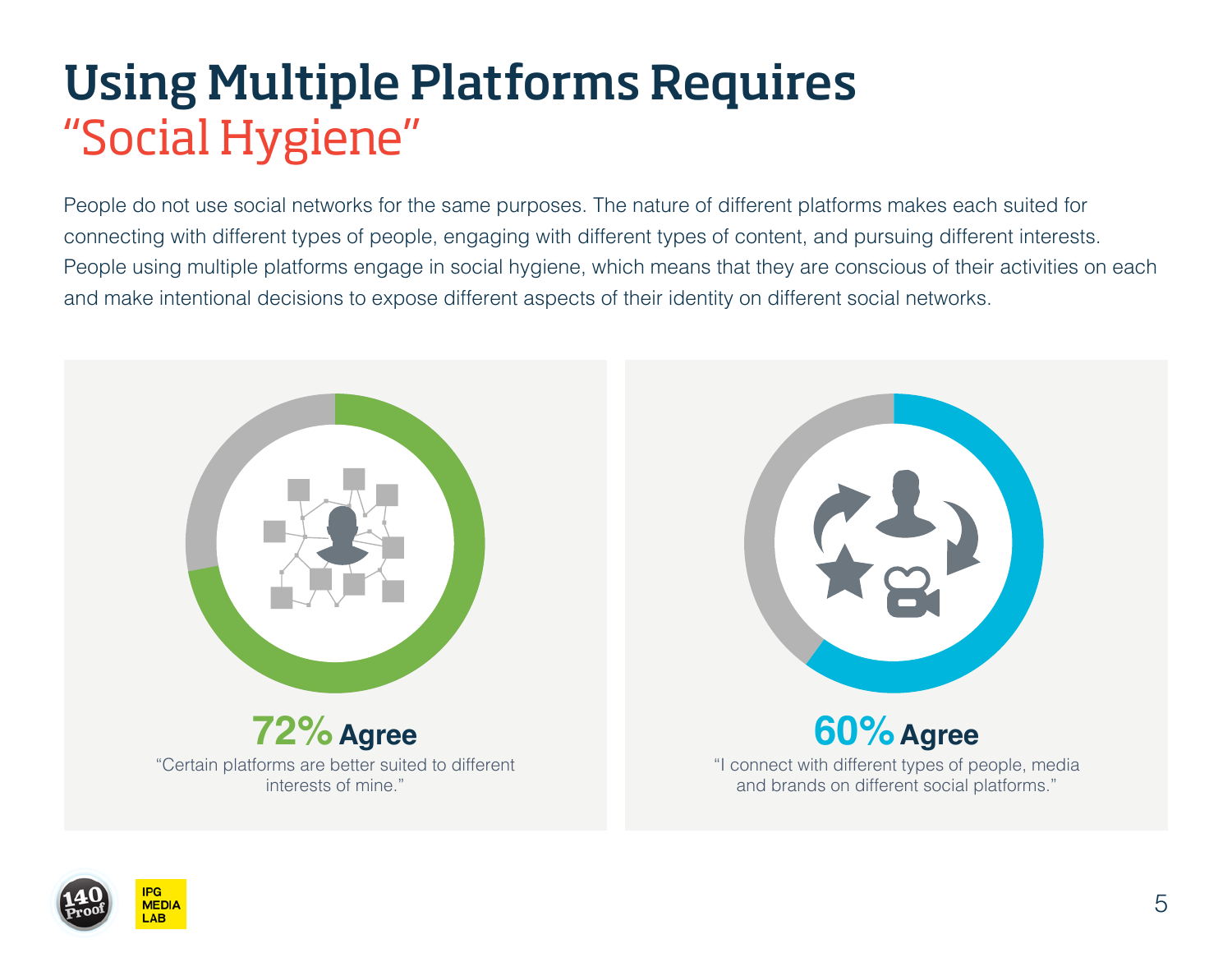# Using Multiple Platforms Requires "Social Hygiene"

People do not use social networks for the same purposes. The nature of different platforms makes each suited for connecting with different types of people, engaging with different types of content, and pursuing different interests. People using multiple platforms engage in social hygiene, which means that they are conscious of their activities on each and make intentional decisions to expose different aspects of their identity on different social networks.

**72% Agree**

"Certain platforms are better suited to different interests of mine."

**60% Agree**

"I connect with different types of people, media and brands on different social platforms."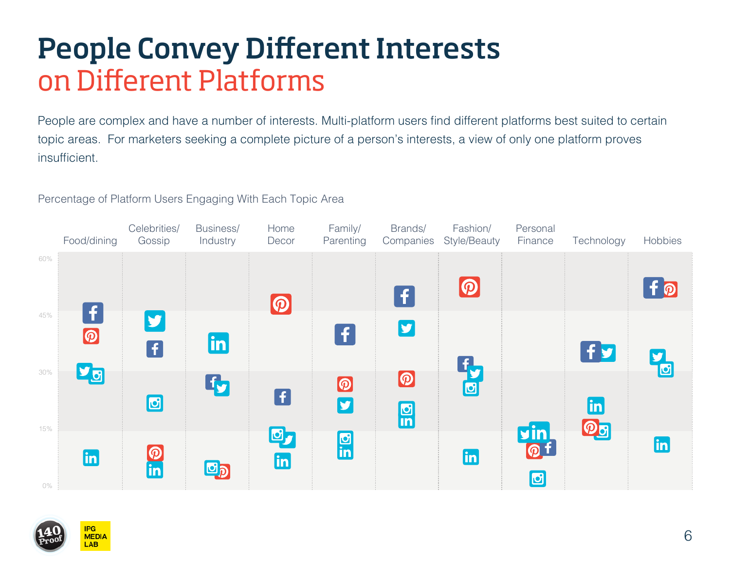# People Convey Different Interests on Different Platforms

People are complex and have a number of interests. Multi-platform users find different platforms best suited to certain topic areas. For marketers seeking a complete picture of a person's interests, a view of only one platform proves insufficient.

Percentage of Platform Users Engaging With Each Topic Area

Food/dining | Celebrities/ Gossip | Business/ Industry | Home Decor | Family/ Parenting | Brands/ Companies | Fashion/ Style/Beauty | Personal Finance | Technology | Hobbies

60% | 45% | 30% | 15% | 0%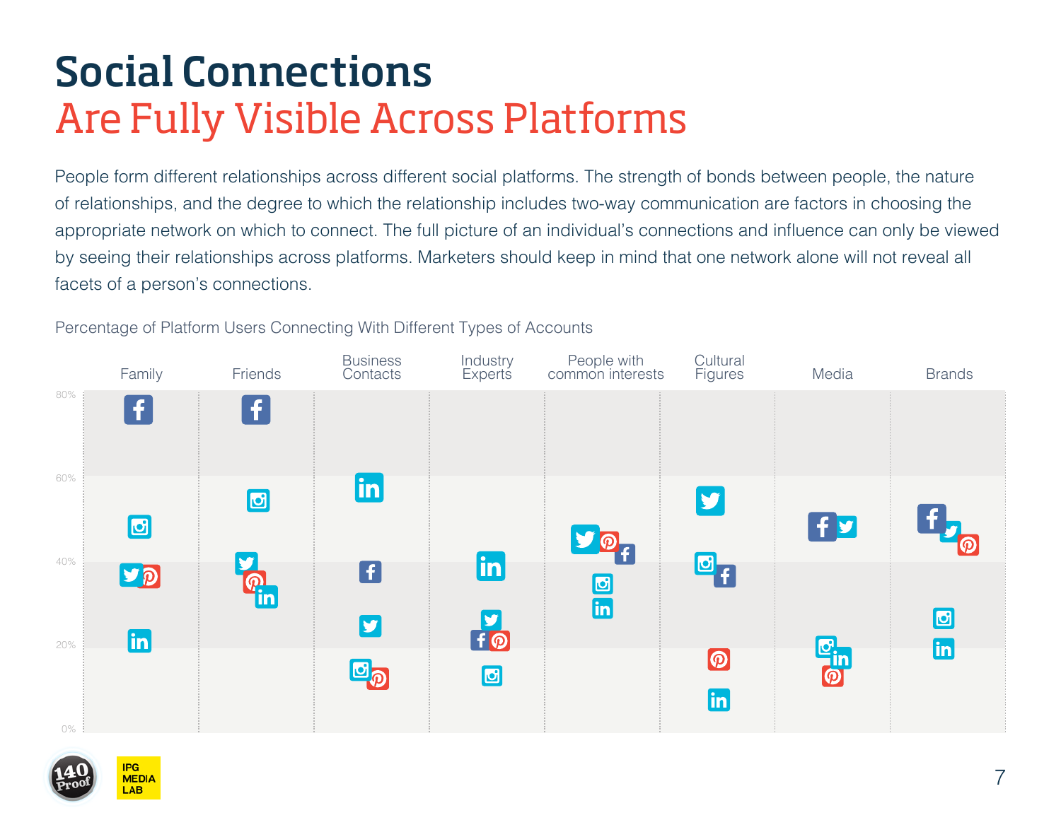# Social Connections
## Are Fully Visible Across Platforms

People form different relationships across different social platforms. The strength of bonds between people, the nature of relationships, and the degree to which the relationship includes two-way communication are factors in choosing the appropriate network on which to connect. The full picture of an individual's connections and influence can only be viewed by seeing their relationships across platforms. Marketers should keep in mind that one network alone will not reveal all facets of a person's connections.

Percentage of Platform Users Connecting With Different Types of Accounts

Family | Friends | Business Contacts | Industry Experts | People with common interests | Cultural Figures | Media | Brands

80% | 60% | 40% | 20% | 0%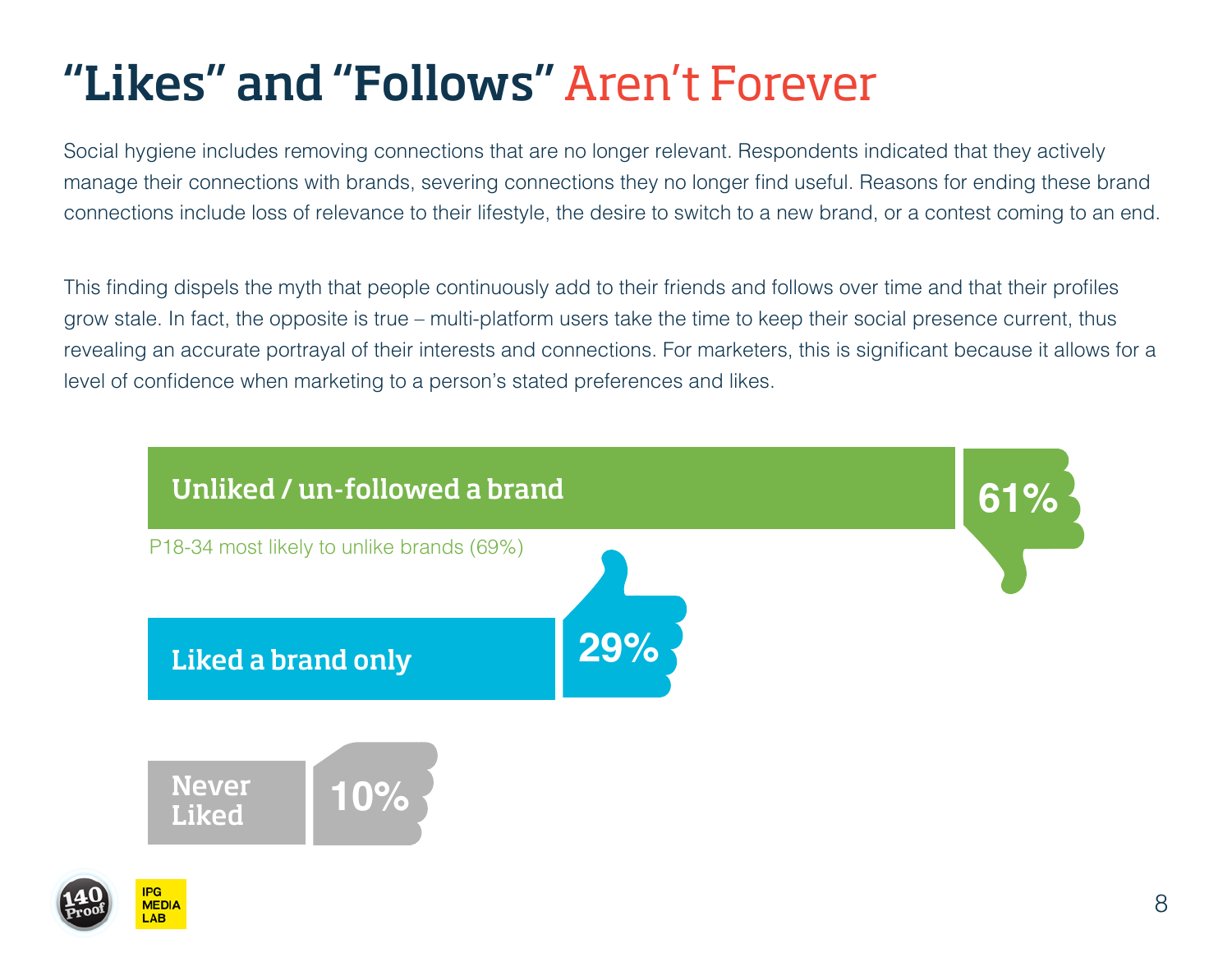# "Likes" and "Follows" Aren't Forever

Social hygiene includes removing connections that are no longer relevant. Respondents indicated that they actively manage their connections with brands, severing connections they no longer find useful. Reasons for ending these brand connections include loss of relevance to their lifestyle, the desire to switch to a new brand, or a contest coming to an end.

This finding dispels the myth that people continuously add to their friends and follows over time and that their profiles grow stale. In fact, the opposite is true – multi-platform users take the time to keep their social presence current, thus revealing an accurate portrayal of their interests and connections. For marketers, this is significant because it allows for a level of confidence when marketing to a person's stated preferences and likes.

| Category | Percentage |
|---|---|
| Unliked / un-followed a brand | 61% |
| Liked a brand only | 29% |
| Never Liked | 10% |

P18-34 most likely to unlike brands (69%)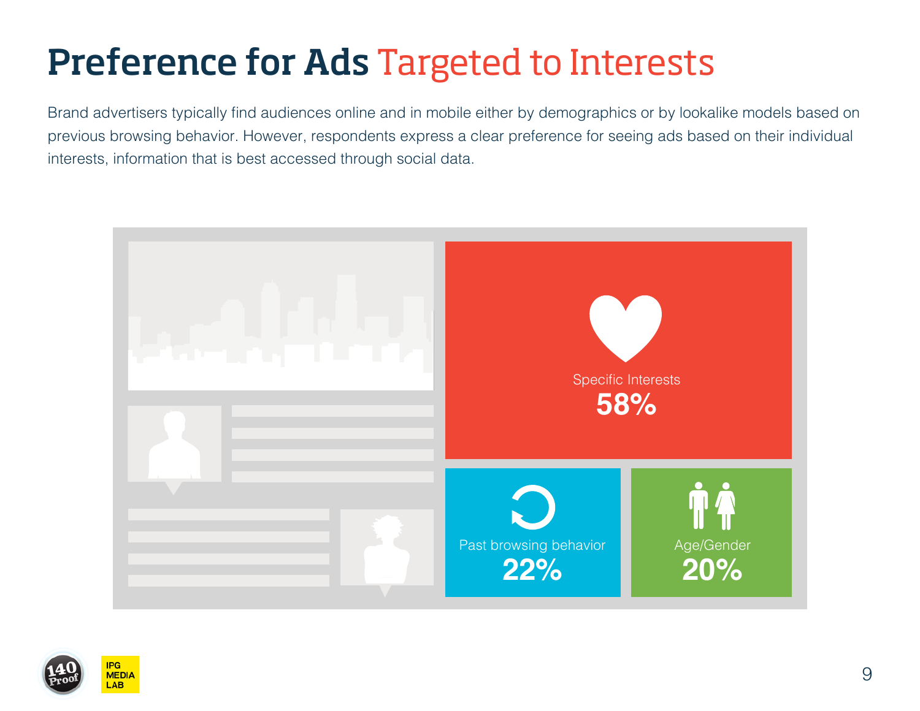# Preference for Ads Targeted to Interests

Brand advertisers typically find audiences online and in mobile either by demographics or by lookalike models based on previous browsing behavior. However, respondents express a clear preference for seeing ads based on their individual interests, information that is best accessed through social data.

Specific Interests
**58%**

Past browsing behavior
**22%**

Age/Gender
**20%**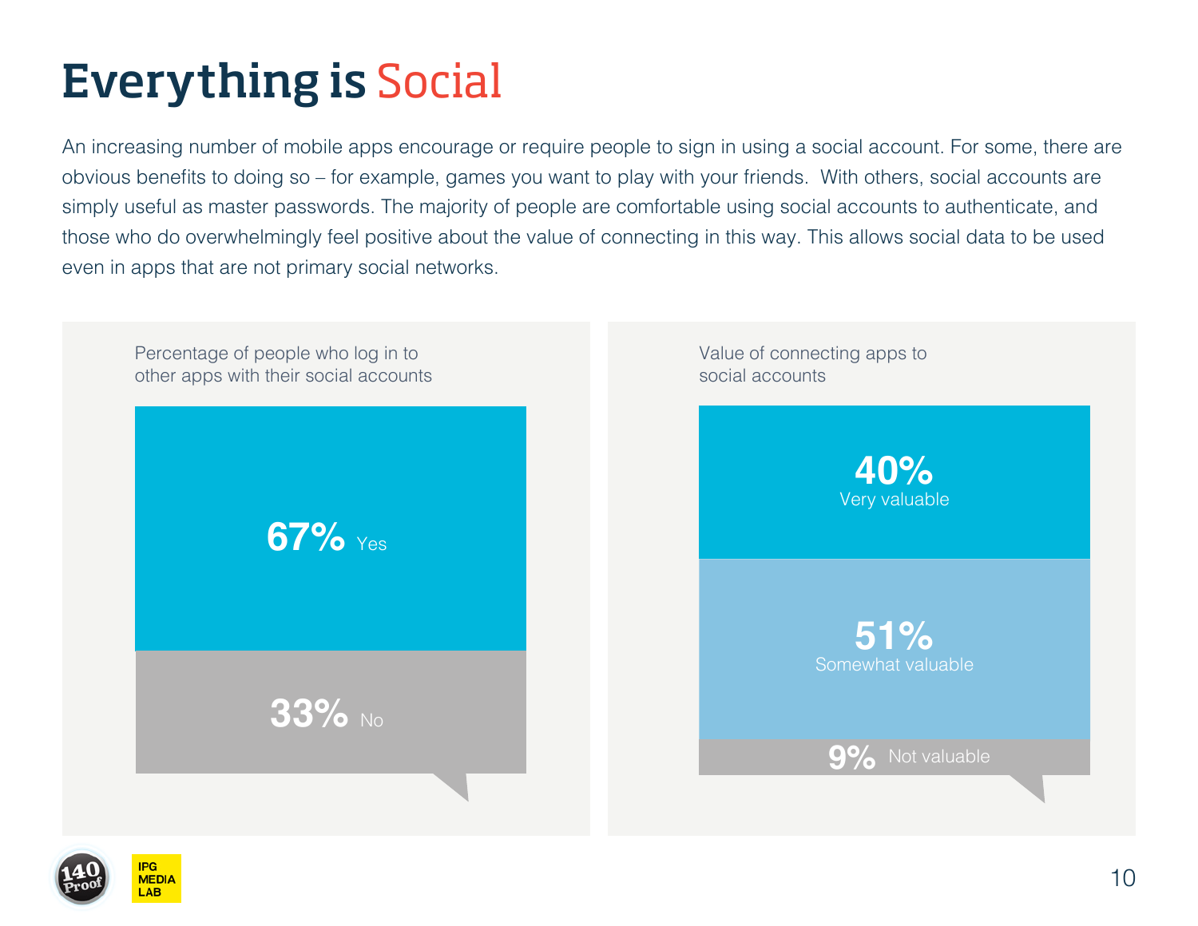# Everything is Social

An increasing number of mobile apps encourage or require people to sign in using a social account. For some, there are obvious benefits to doing so – for example, games you want to play with your friends. With others, social accounts are simply useful as master passwords. The majority of people are comfortable using social accounts to authenticate, and those who do overwhelmingly feel positive about the value of connecting in this way. This allows social data to be used even in apps that are not primary social networks.

Percentage of people who log in to other apps with their social accounts

| Response | Percentage |
|---|---|
| Yes | 67% |
| No | 33% |

Value of connecting apps to social accounts

| Response | Percentage |
|---|---|
| Very valuable | 40% |
| Somewhat valuable | 51% |
| Not valuable | 9% |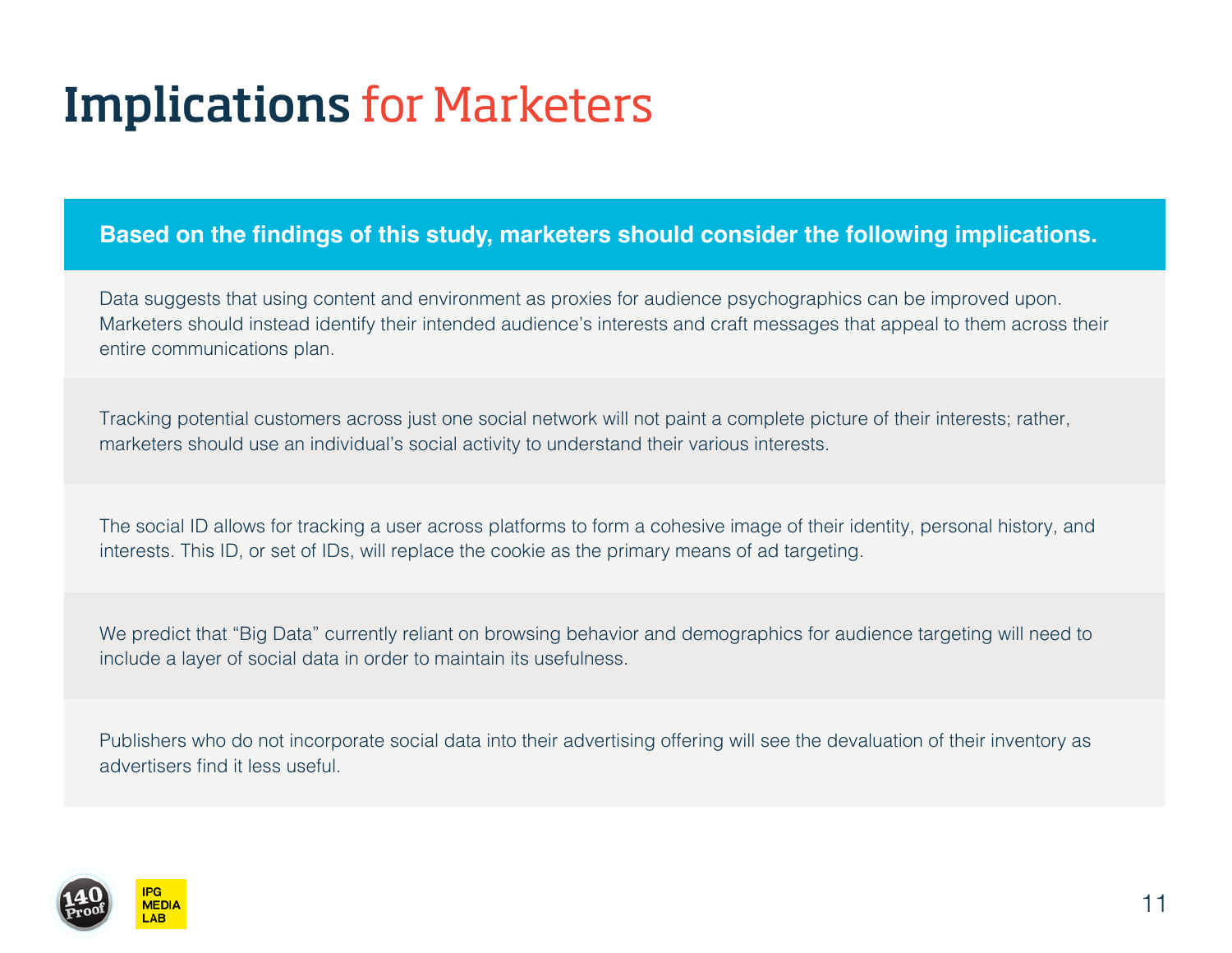# Implications for Marketers

**Based on the findings of this study, marketers should consider the following implications.**

Data suggests that using content and environment as proxies for audience psychographics can be improved upon. Marketers should instead identify their intended audience's interests and craft messages that appeal to them across their entire communications plan.

Tracking potential customers across just one social network will not paint a complete picture of their interests; rather, marketers should use an individual's social activity to understand their various interests.

The social ID allows for tracking a user across platforms to form a cohesive image of their identity, personal history, and interests. This ID, or set of IDs, will replace the cookie as the primary means of ad targeting.

We predict that "Big Data" currently reliant on browsing behavior and demographics for audience targeting will need to include a layer of social data in order to maintain its usefulness.

Publishers who do not incorporate social data into their advertising offering will see the devaluation of their inventory as advertisers find it less useful.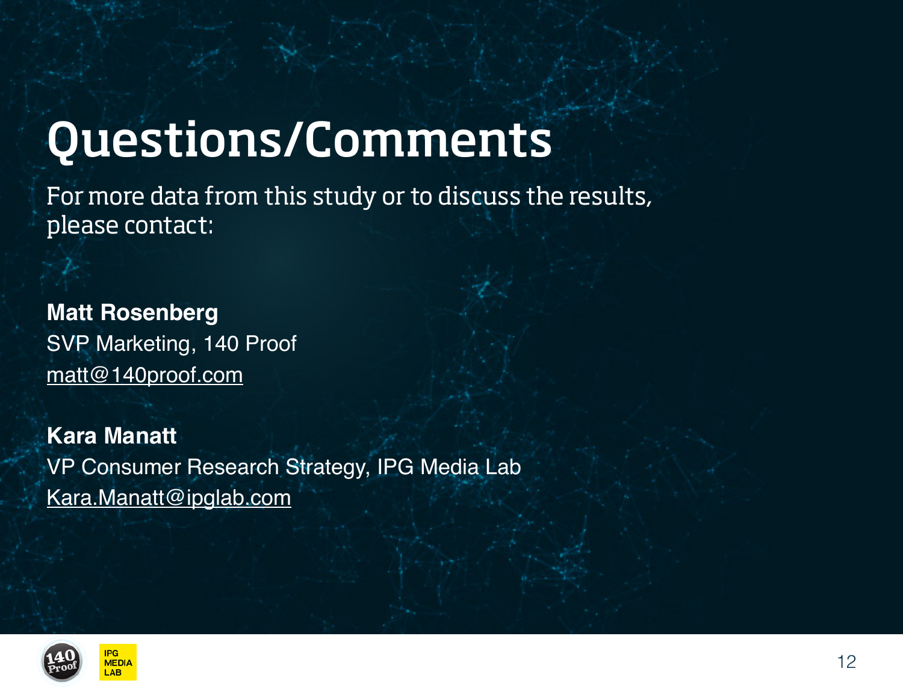# Questions/Comments

For more data from this study or to discuss the results, please contact:

**Matt Rosenberg**
SVP Marketing, 140 Proof
matt@140proof.com

**Kara Manatt**
VP Consumer Research Strategy, IPG Media Lab
Kara.Manatt@ipglab.com